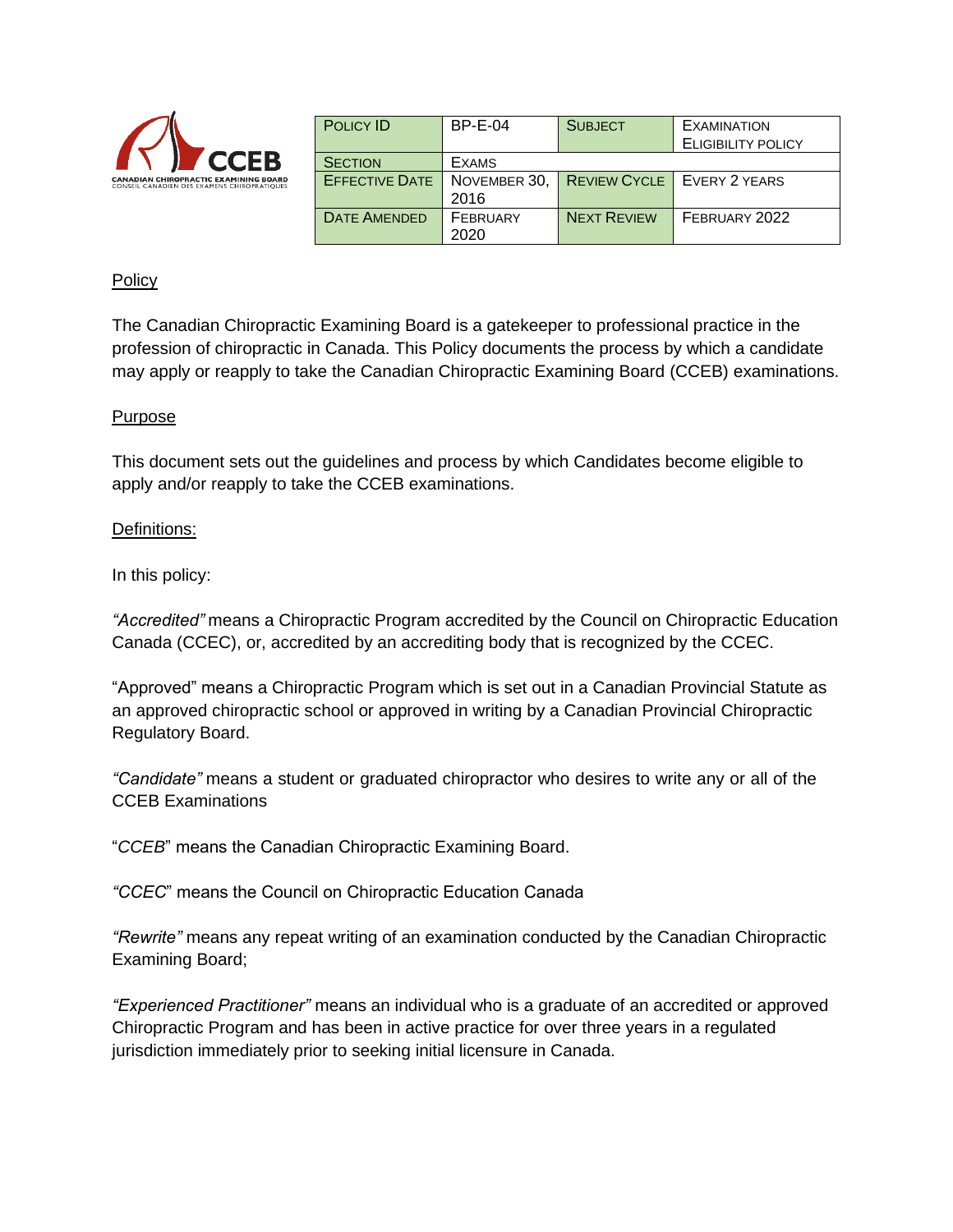CCEB

CANADIAN CHIROPRACTIC EXAMINING BOARD
CONSEIL CANADIEN DES EXAMENS CHIROPRATIQUES

| POLICY ID | BP-E-04 | SUBJECT | EXAMINATION ELIGIBILITY POLICY |
|---|---|---|---|
| SECTION | EXAMS | | |
| EFFECTIVE DATE | NOVEMBER 30, 2016 | REVIEW CYCLE | EVERY 2 YEARS |
| DATE AMENDED | FEBRUARY 2020 | NEXT REVIEW | FEBRUARY 2022 |

## Policy

The Canadian Chiropractic Examining Board is a gatekeeper to professional practice in the profession of chiropractic in Canada. This Policy documents the process by which a candidate may apply or reapply to take the Canadian Chiropractic Examining Board (CCEB) examinations.

## Purpose

This document sets out the guidelines and process by which Candidates become eligible to apply and/or reapply to take the CCEB examinations.

## Definitions:

In this policy:

*"Accredited"* means a Chiropractic Program accredited by the Council on Chiropractic Education Canada (CCEC), or, accredited by an accrediting body that is recognized by the CCEC.

"Approved" means a Chiropractic Program which is set out in a Canadian Provincial Statute as an approved chiropractic school or approved in writing by a Canadian Provincial Chiropractic Regulatory Board.

*"Candidate"* means a student or graduated chiropractor who desires to write any or all of the CCEB Examinations

"*CCEB*" means the Canadian Chiropractic Examining Board.

*"CCEC*" means the Council on Chiropractic Education Canada

*"Rewrite"* means any repeat writing of an examination conducted by the Canadian Chiropractic Examining Board;

*"Experienced Practitioner"* means an individual who is a graduate of an accredited or approved Chiropractic Program and has been in active practice for over three years in a regulated jurisdiction immediately prior to seeking initial licensure in Canada.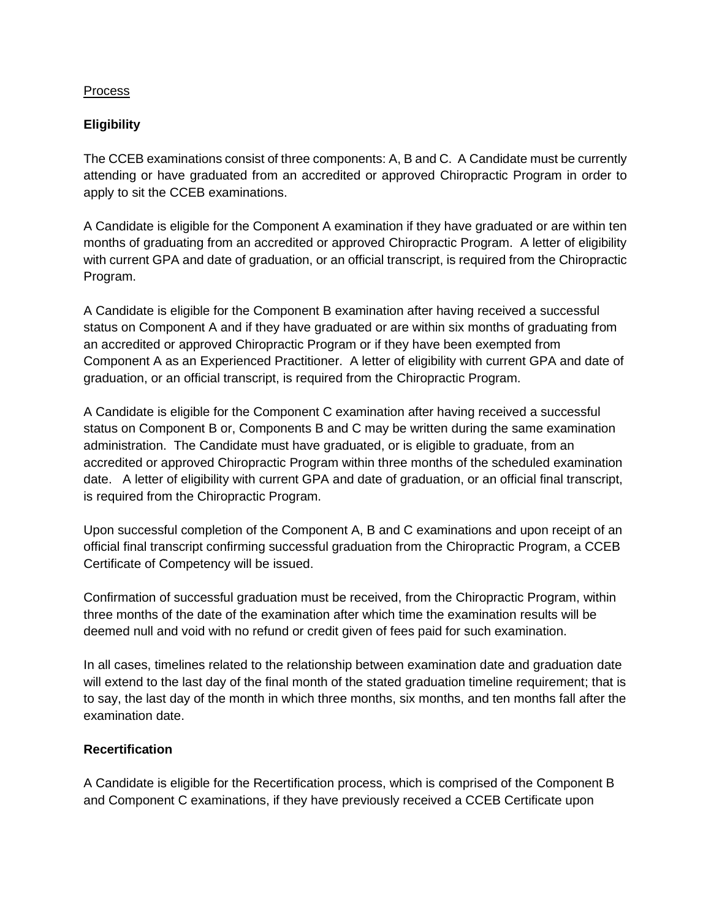<u>Process</u>

**Eligibility**

The CCEB examinations consist of three components: A, B and C. A Candidate must be currently attending or have graduated from an accredited or approved Chiropractic Program in order to apply to sit the CCEB examinations.

A Candidate is eligible for the Component A examination if they have graduated or are within ten months of graduating from an accredited or approved Chiropractic Program. A letter of eligibility with current GPA and date of graduation, or an official transcript, is required from the Chiropractic Program.

A Candidate is eligible for the Component B examination after having received a successful status on Component A and if they have graduated or are within six months of graduating from an accredited or approved Chiropractic Program or if they have been exempted from Component A as an Experienced Practitioner. A letter of eligibility with current GPA and date of graduation, or an official transcript, is required from the Chiropractic Program.

A Candidate is eligible for the Component C examination after having received a successful status on Component B or, Components B and C may be written during the same examination administration. The Candidate must have graduated, or is eligible to graduate, from an accredited or approved Chiropractic Program within three months of the scheduled examination date. A letter of eligibility with current GPA and date of graduation, or an official final transcript, is required from the Chiropractic Program.

Upon successful completion of the Component A, B and C examinations and upon receipt of an official final transcript confirming successful graduation from the Chiropractic Program, a CCEB Certificate of Competency will be issued.

Confirmation of successful graduation must be received, from the Chiropractic Program, within three months of the date of the examination after which time the examination results will be deemed null and void with no refund or credit given of fees paid for such examination.

In all cases, timelines related to the relationship between examination date and graduation date will extend to the last day of the final month of the stated graduation timeline requirement; that is to say, the last day of the month in which three months, six months, and ten months fall after the examination date.

**Recertification**

A Candidate is eligible for the Recertification process, which is comprised of the Component B and Component C examinations, if they have previously received a CCEB Certificate upon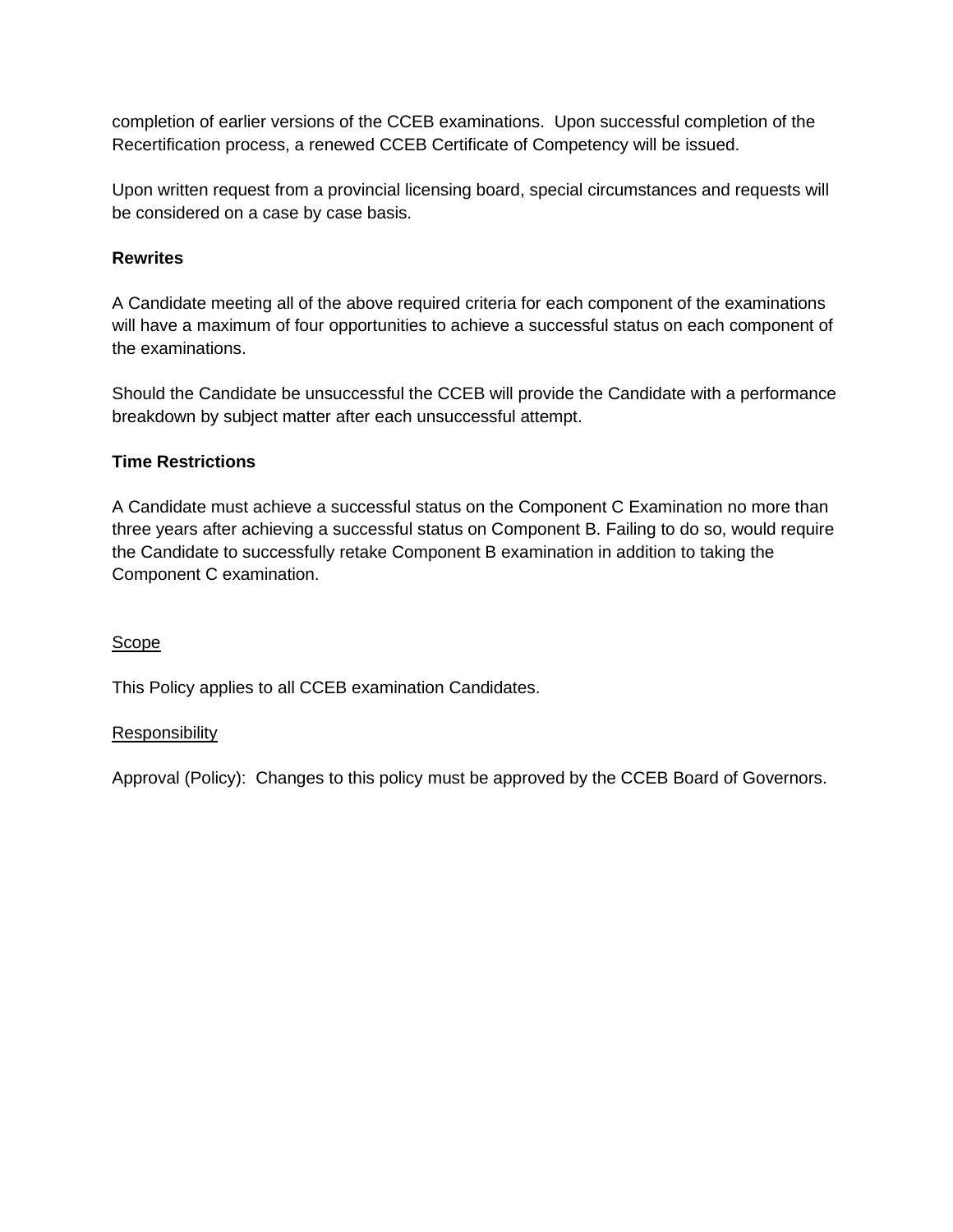completion of earlier versions of the CCEB examinations. Upon successful completion of the Recertification process, a renewed CCEB Certificate of Competency will be issued.

Upon written request from a provincial licensing board, special circumstances and requests will be considered on a case by case basis.

**Rewrites**

A Candidate meeting all of the above required criteria for each component of the examinations will have a maximum of four opportunities to achieve a successful status on each component of the examinations.

Should the Candidate be unsuccessful the CCEB will provide the Candidate with a performance breakdown by subject matter after each unsuccessful attempt.

**Time Restrictions**

A Candidate must achieve a successful status on the Component C Examination no more than three years after achieving a successful status on Component B. Failing to do so, would require the Candidate to successfully retake Component B examination in addition to taking the Component C examination.

<u>Scope</u>

This Policy applies to all CCEB examination Candidates.

<u>Responsibility</u>

Approval (Policy): Changes to this policy must be approved by the CCEB Board of Governors.